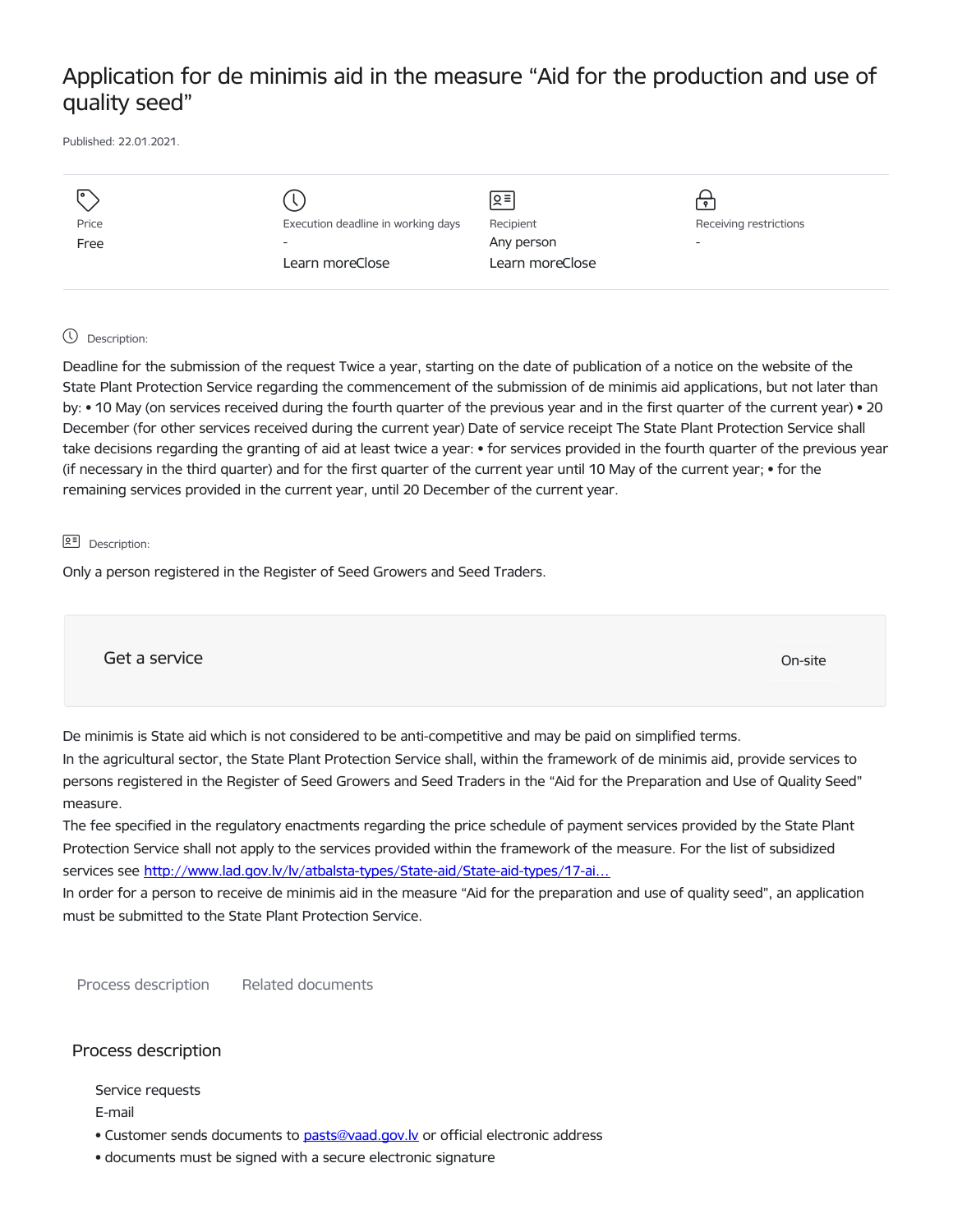# Application for de minimis aid in the measure “Aid for the production and use of quality seed”

Published: 22.01.2021.

| Price | Execution deadline in working days | Recipient | Receiving restrictions |
| --- | --- | --- | --- |
| Free | - | Any person | - |
| | Learn moreClose | Learn moreClose | |

Description:

Deadline for the submission of the request Twice a year, starting on the date of publication of a notice on the website of the State Plant Protection Service regarding the commencement of the submission of de minimis aid applications, but not later than by: • 10 May (on services received during the fourth quarter of the previous year and in the first quarter of the current year) • 20 December (for other services received during the current year) Date of service receipt The State Plant Protection Service shall take decisions regarding the granting of aid at least twice a year: • for services provided in the fourth quarter of the previous year (if necessary in the third quarter) and for the first quarter of the current year until 10 May of the current year; • for the remaining services provided in the current year, until 20 December of the current year.

Description:

Only a person registered in the Register of Seed Growers and Seed Traders.

Get a service — On-site

De minimis is State aid which is not considered to be anti-competitive and may be paid on simplified terms.

In the agricultural sector, the State Plant Protection Service shall, within the framework of de minimis aid, provide services to persons registered in the Register of Seed Growers and Seed Traders in the “Aid for the Preparation and Use of Quality Seed” measure.

The fee specified in the regulatory enactments regarding the price schedule of payment services provided by the State Plant Protection Service shall not apply to the services provided within the framework of the measure. For the list of subsidized services see [http://www.lad.gov.lv/lv/atbalsta-types/State-aid/State-aid-types/17-ai...](http://www.lad.gov.lv/lv/atbalsta-types/State-aid/State-aid-types/17-ai...)

In order for a person to receive de minimis aid in the measure “Aid for the preparation and use of quality seed”, an application must be submitted to the State Plant Protection Service.

Process description | Related documents

## Process description

Service requests

E-mail

- Customer sends documents to [pasts@vaad.gov.lv](mailto:pasts@vaad.gov.lv) or official electronic address
- documents must be signed with a secure electronic signature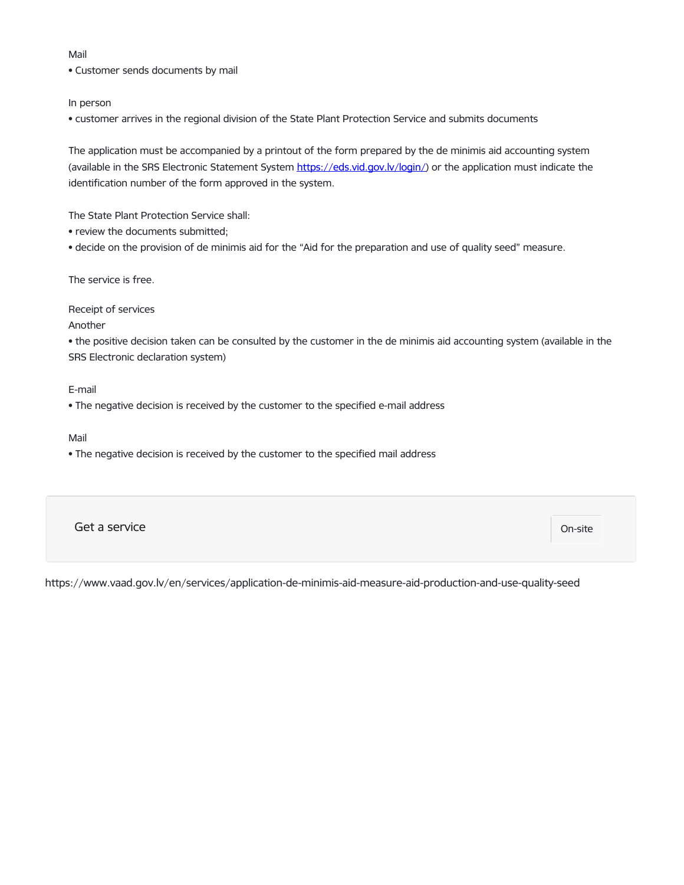Mail
• Customer sends documents by mail

In person
• customer arrives in the regional division of the State Plant Protection Service and submits documents

The application must be accompanied by a printout of the form prepared by the de minimis aid accounting system (available in the SRS Electronic Statement System https://eds.vid.gov.lv/login/) or the application must indicate the identification number of the form approved in the system.

The State Plant Protection Service shall:
• review the documents submitted;
• decide on the provision of de minimis aid for the “Aid for the preparation and use of quality seed” measure.

The service is free.

Receipt of services
Another
• the positive decision taken can be consulted by the customer in the de minimis aid accounting system (available in the SRS Electronic declaration system)

E-mail
• The negative decision is received by the customer to the specified e-mail address

Mail
• The negative decision is received by the customer to the specified mail address

Get a service

On-site

https://www.vaad.gov.lv/en/services/application-de-minimis-aid-measure-aid-production-and-use-quality-seed